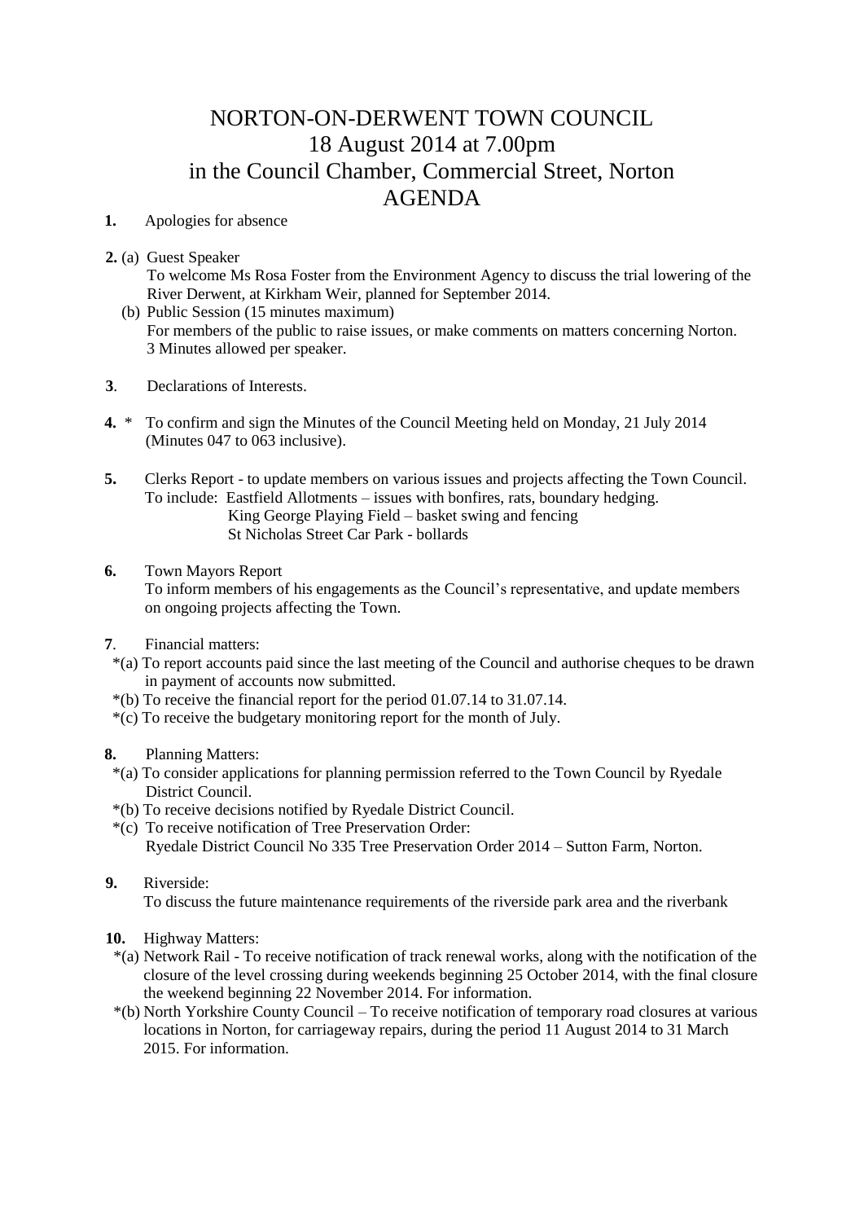# NORTON-ON-DERWENT TOWN COUNCIL
# 18 August 2014 at 7.00pm
# in the Council Chamber, Commercial Street, Norton
# AGENDA

**1.** Apologies for absence

**2.** (a) Guest Speaker
To welcome Ms Rosa Foster from the Environment Agency to discuss the trial lowering of the River Derwent, at Kirkham Weir, planned for September 2014.

(b) Public Session (15 minutes maximum)
For members of the public to raise issues, or make comments on matters concerning Norton. 3 Minutes allowed per speaker.

**3**. Declarations of Interests.

**4.** * To confirm and sign the Minutes of the Council Meeting held on Monday, 21 July 2014 (Minutes 047 to 063 inclusive).

**5.** Clerks Report - to update members on various issues and projects affecting the Town Council.
To include: Eastfield Allotments – issues with bonfires, rats, boundary hedging.
King George Playing Field – basket swing and fencing
St Nicholas Street Car Park - bollards

**6.** Town Mayors Report
To inform members of his engagements as the Council's representative, and update members on ongoing projects affecting the Town.

**7**. Financial matters:

*(a) To report accounts paid since the last meeting of the Council and authorise cheques to be drawn in payment of accounts now submitted.

*(b) To receive the financial report for the period 01.07.14 to 31.07.14.

*(c) To receive the budgetary monitoring report for the month of July.

**8.** Planning Matters:

*(a) To consider applications for planning permission referred to the Town Council by Ryedale District Council.

*(b) To receive decisions notified by Ryedale District Council.

*(c) To receive notification of Tree Preservation Order:
Ryedale District Council No 335 Tree Preservation Order 2014 – Sutton Farm, Norton.

**9.** Riverside:
To discuss the future maintenance requirements of the riverside park area and the riverbank

**10.** Highway Matters:

*(a) Network Rail - To receive notification of track renewal works, along with the notification of the closure of the level crossing during weekends beginning 25 October 2014, with the final closure the weekend beginning 22 November 2014. For information.

*(b) North Yorkshire County Council – To receive notification of temporary road closures at various locations in Norton, for carriageway repairs, during the period 11 August 2014 to 31 March 2015. For information.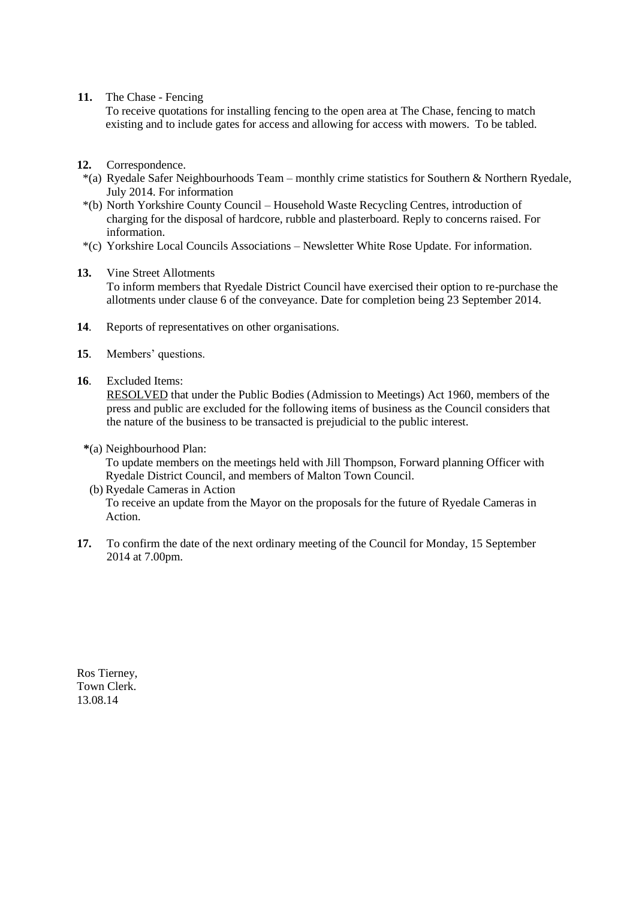**11.** The Chase - Fencing

To receive quotations for installing fencing to the open area at The Chase, fencing to match existing and to include gates for access and allowing for access with mowers. To be tabled.

**12.** Correspondence.

*(a) Ryedale Safer Neighbourhoods Team – monthly crime statistics for Southern & Northern Ryedale, July 2014. For information

*(b) North Yorkshire County Council – Household Waste Recycling Centres, introduction of charging for the disposal of hardcore, rubble and plasterboard. Reply to concerns raised. For information.

*(c) Yorkshire Local Councils Associations – Newsletter White Rose Update. For information.

**13.** Vine Street Allotments

To inform members that Ryedale District Council have exercised their option to re-purchase the allotments under clause 6 of the conveyance. Date for completion being 23 September 2014.

**14**. Reports of representatives on other organisations.

**15**. Members' questions.

**16**. Excluded Items:

<u>RESOLVED</u> that under the Public Bodies (Admission to Meetings) Act 1960, members of the press and public are excluded for the following items of business as the Council considers that the nature of the business to be transacted is prejudicial to the public interest.

**\***(a) Neighbourhood Plan:

To update members on the meetings held with Jill Thompson, Forward planning Officer with Ryedale District Council, and members of Malton Town Council.

(b) Ryedale Cameras in Action

To receive an update from the Mayor on the proposals for the future of Ryedale Cameras in Action.

**17.** To confirm the date of the next ordinary meeting of the Council for Monday, 15 September 2014 at 7.00pm.

Ros Tierney,
Town Clerk.
13.08.14